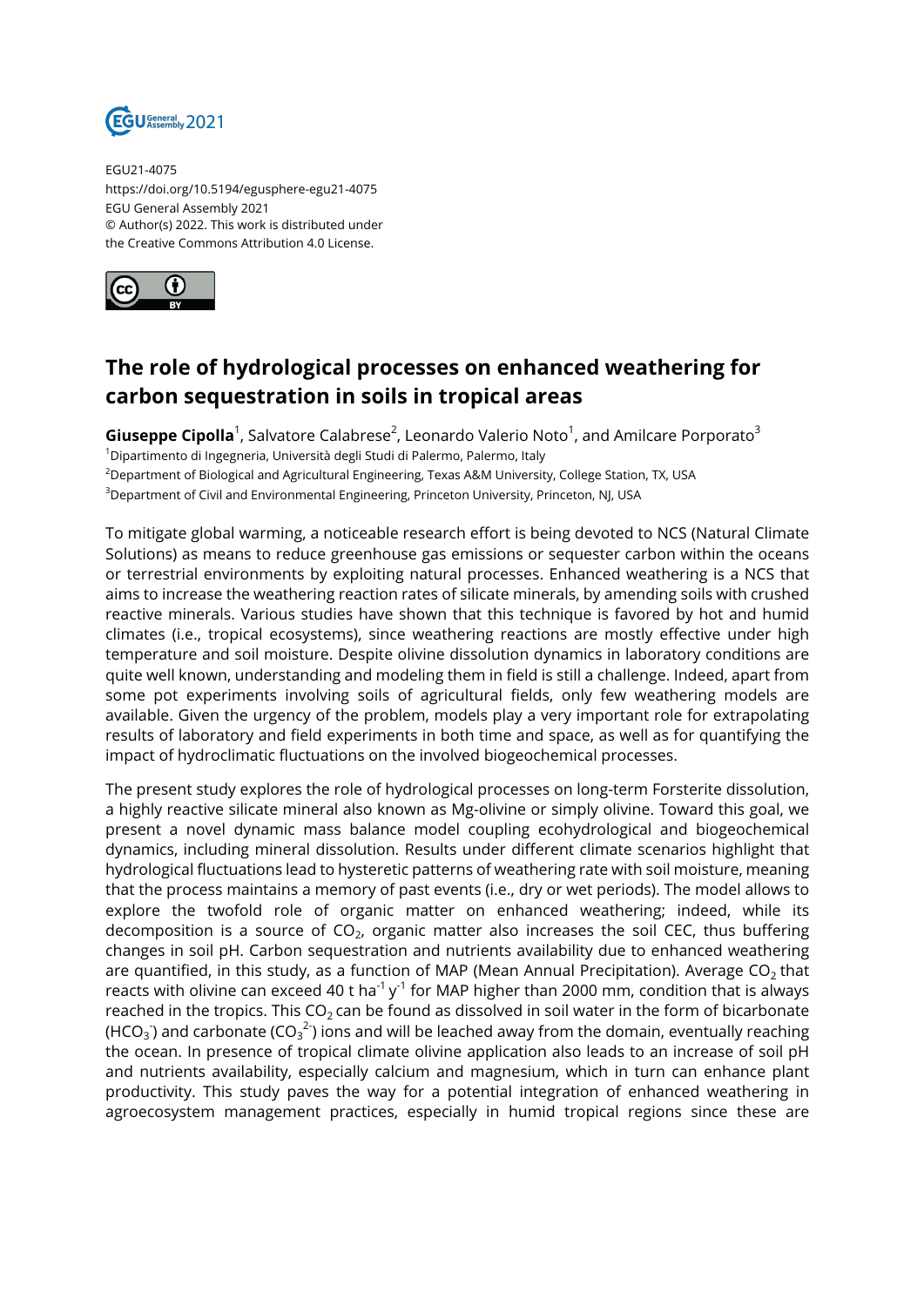EGU21-4075
https://doi.org/10.5194/egusphere-egu21-4075
EGU General Assembly 2021
© Author(s) 2022. This work is distributed under
the Creative Commons Attribution 4.0 License.

# The role of hydrological processes on enhanced weathering for carbon sequestration in soils in tropical areas

**Giuseppe Cipolla**[1], Salvatore Calabrese[2], Leonardo Valerio Noto[1], and Amilcare Porporato[3]

[1]Dipartimento di Ingegneria, Università degli Studi di Palermo, Palermo, Italy
[2]Department of Biological and Agricultural Engineering, Texas A&M University, College Station, TX, USA
[3]Department of Civil and Environmental Engineering, Princeton University, Princeton, NJ, USA

To mitigate global warming, a noticeable research effort is being devoted to NCS (Natural Climate Solutions) as means to reduce greenhouse gas emissions or sequester carbon within the oceans or terrestrial environments by exploiting natural processes. Enhanced weathering is a NCS that aims to increase the weathering reaction rates of silicate minerals, by amending soils with crushed reactive minerals. Various studies have shown that this technique is favored by hot and humid climates (i.e., tropical ecosystems), since weathering reactions are mostly effective under high temperature and soil moisture. Despite olivine dissolution dynamics in laboratory conditions are quite well known, understanding and modeling them in field is still a challenge. Indeed, apart from some pot experiments involving soils of agricultural fields, only few weathering models are available. Given the urgency of the problem, models play a very important role for extrapolating results of laboratory and field experiments in both time and space, as well as for quantifying the impact of hydroclimatic fluctuations on the involved biogeochemical processes.

The present study explores the role of hydrological processes on long-term Forsterite dissolution, a highly reactive silicate mineral also known as Mg-olivine or simply olivine. Toward this goal, we present a novel dynamic mass balance model coupling ecohydrological and biogeochemical dynamics, including mineral dissolution. Results under different climate scenarios highlight that hydrological fluctuations lead to hysteretic patterns of weathering rate with soil moisture, meaning that the process maintains a memory of past events (i.e., dry or wet periods). The model allows to explore the twofold role of organic matter on enhanced weathering; indeed, while its decomposition is a source of $CO_2$, organic matter also increases the soil CEC, thus buffering changes in soil pH. Carbon sequestration and nutrients availability due to enhanced weathering are quantified, in this study, as a function of MAP (Mean Annual Precipitation). Average $CO_2$ that reacts with olivine can exceed 40 t ha$^{-1}$ y$^{-1}$ for MAP higher than 2000 mm, condition that is always reached in the tropics. This $CO_2$ can be found as dissolved in soil water in the form of bicarbonate ($HCO_3^-$) and carbonate ($CO_3^{2-}$) ions and will be leached away from the domain, eventually reaching the ocean. In presence of tropical climate olivine application also leads to an increase of soil pH and nutrients availability, especially calcium and magnesium, which in turn can enhance plant productivity. This study paves the way for a potential integration of enhanced weathering in agroecosystem management practices, especially in humid tropical regions since these are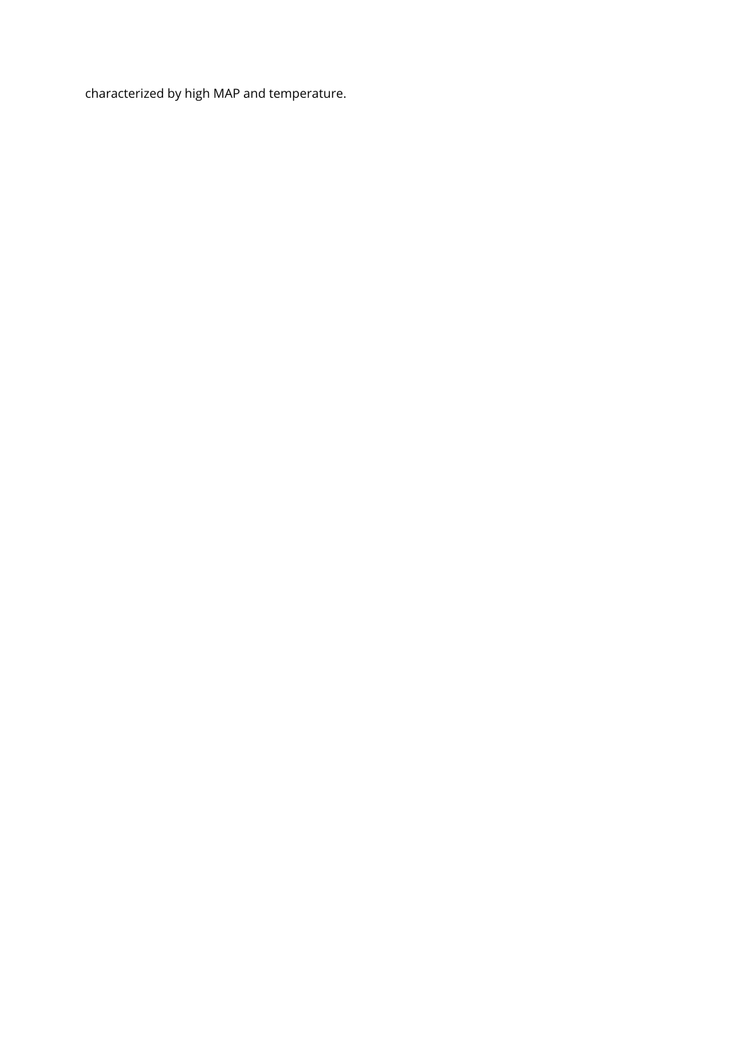characterized by high MAP and temperature.